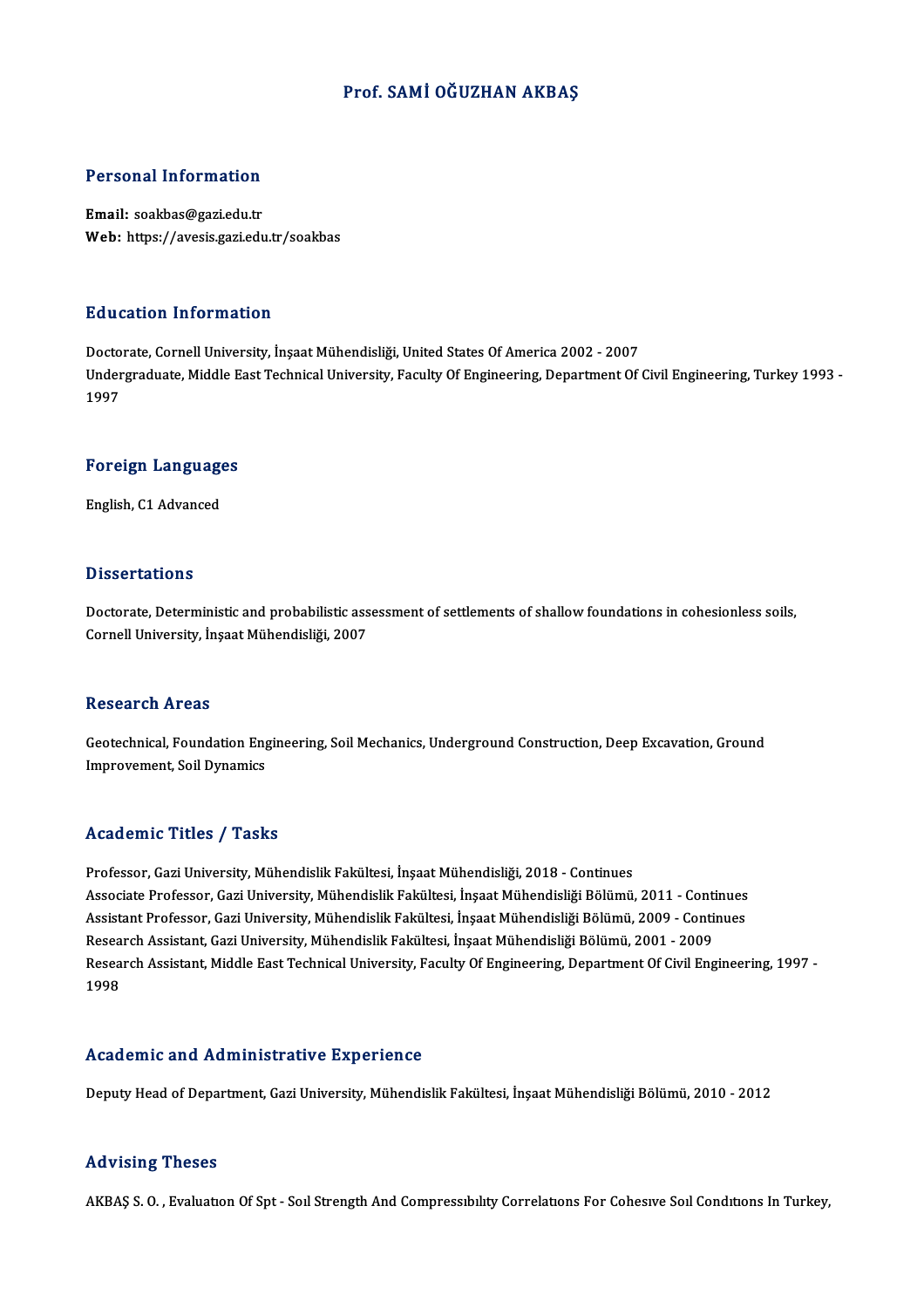# Prof. SAMİ OĞUZHAN AKBAŞ

## Personal Information

**Email:** soakbas@gazi.edu.tr
**Web:** https://avesis.gazi.edu.tr/soakbas

## Education Information

Doctorate, Cornell University, İnşaat Mühendisliği, United States Of America 2002 - 2007
Undergraduate, Middle East Technical University, Faculty Of Engineering, Department Of Civil Engineering, Turkey 1993 - 1997

## Foreign Languages

English, C1 Advanced

## Dissertations

Doctorate, Deterministic and probabilistic assessment of settlements of shallow foundations in cohesionless soils, Cornell University, İnşaat Mühendisliği, 2007

## Research Areas

Geotechnical, Foundation Engineering, Soil Mechanics, Underground Construction, Deep Excavation, Ground Improvement, Soil Dynamics

## Academic Titles / Tasks

Professor, Gazi University, Mühendislik Fakültesi, İnşaat Mühendisliği, 2018 - Continues
Associate Professor, Gazi University, Mühendislik Fakültesi, İnşaat Mühendisliği Bölümü, 2011 - Continues
Assistant Professor, Gazi University, Mühendislik Fakültesi, İnşaat Mühendisliği Bölümü, 2009 - Continues
Research Assistant, Gazi University, Mühendislik Fakültesi, İnşaat Mühendisliği Bölümü, 2001 - 2009
Research Assistant, Middle East Technical University, Faculty Of Engineering, Department Of Civil Engineering, 1997 - 1998

## Academic and Administrative Experience

Deputy Head of Department, Gazi University, Mühendislik Fakültesi, İnşaat Mühendisliği Bölümü, 2010 - 2012

## Advising Theses

AKBAŞ S. O. , Evaluatıon Of Spt - Soıl Strength And Compressıbılıty Correlatıons For Cohesıve Soıl Condıtıons In Turkey,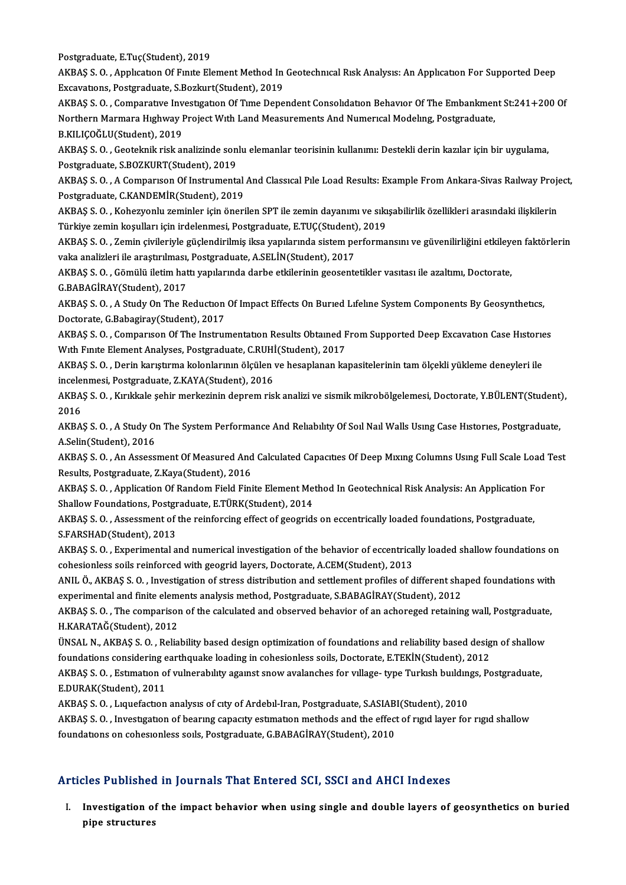Postgraduate, E.Tuç(Student), 2019

AKBAŞ S. O. , Application Of Finite Element Method In Geotechnical Risk Analysis: An Application For Supported Deep Excavations, Postgraduate, S.Bozkurt(Student), 2019

AKBAŞ S. O. , Comparative Investigation Of Time Dependent Consolidation Behavior Of The Embankment St:241+200 Of Northern Marmara Highway Project With Land Measurements And Numerical Modeling, Postgraduate, B.KILIÇOĞLU(Student), 2019

AKBAŞ S. O. , Geoteknik risk analizinde sonlu elemanlar teorisinin kullanımı: Destekli derin kazılar için bir uygulama, Postgraduate, S.BOZKURT(Student), 2019

AKBAŞ S. O. , A Comparison Of Instrumental And Classical Pile Load Results: Example From Ankara-Sivas Railway Project, Postgraduate, C.KANDEMİR(Student), 2019

AKBAŞ S. O. , Kohezyonlu zeminler için önerilen SPT ile zemin dayanımı ve sıkışabilirlik özellikleri arasındaki ilişkilerin Türkiye zemin koşulları için irdelenmesi, Postgraduate, E.TUÇ(Student), 2019

AKBAŞ S. O. , Zemin çivileriyle güçlendirilmiş iksa yapılarında sistem performansını ve güvenilirliğini etkileyen faktörlerin vaka analizleri ile araştırılması, Postgraduate, A.SELİN(Student), 2017

AKBAŞ S. O. , Gömülü iletim hattı yapılarında darbe etkilerinin geosentetikler vasıtası ile azaltımı, Doctorate, G.BABAGİRAY(Student), 2017

AKBAŞ S. O. , A Study On The Reduction Of Impact Effects On Buried Lifeline System Components By Geosynthetics, Doctorate, G.Babagiray(Student), 2017

AKBAŞ S. O. , Comparison Of The Instrumentation Results Obtained From Supported Deep Excavation Case Histories With Finite Element Analyses, Postgraduate, C.RUHİ(Student), 2017

AKBAŞ S. O. , Derin karıştırma kolonlarının ölçülen ve hesaplanan kapasitelerinin tam ölçekli yükleme deneyleri ile incelenmesi, Postgraduate, Z.KAYA(Student), 2016

AKBAŞ S. O. , Kırıkkale şehir merkezinin deprem risk analizi ve sismik mikrobölgelemesi, Doctorate, Y.BÜLENT(Student), 2016

AKBAŞ S. O. , A Study On The System Performance And Reliability Of Soil Nail Walls Using Case Histories, Postgraduate, A.Selin(Student), 2016

AKBAŞ S. O. , An Assessment Of Measured And Calculated Capacities Of Deep Mixing Columns Using Full Scale Load Test Results, Postgraduate, Z.Kaya(Student), 2016

AKBAŞ S. O. , Application Of Random Field Finite Element Method In Geotechnical Risk Analysis: An Application For Shallow Foundations, Postgraduate, E.TÜRK(Student), 2014

AKBAŞ S. O. , Assessment of the reinforcing effect of geogrids on eccentrically loaded foundations, Postgraduate, S.FARSHAD(Student), 2013

AKBAŞ S. O. , Experimental and numerical investigation of the behavior of eccentrically loaded shallow foundations on cohesionless soils reinforced with geogrid layers, Doctorate, A.CEM(Student), 2013

ANIL Ö., AKBAŞ S. O. , Investigation of stress distribution and settlement profiles of different shaped foundations with experimental and finite elements analysis method, Postgraduate, S.BABAGİRAY(Student), 2012

AKBAŞ S. O. , The comparison of the calculated and observed behavior of an achoreged retaining wall, Postgraduate, H.KARATAĞ(Student), 2012

ÜNSAL N., AKBAŞ S. O. , Reliability based design optimization of foundations and reliability based design of shallow foundations considering earthquake loading in cohesionless soils, Doctorate, E.TEKİN(Student), 2012

AKBAŞ S. O. , Estimation of vulnerability against snow avalanches for village- type Turkish buildings, Postgraduate, E.DURAK(Student), 2011

AKBAŞ S. O. , Liquefaction analysis of city of Ardebil-Iran, Postgraduate, S.ASIABI(Student), 2010

AKBAŞ S. O. , Investigation of bearing capacity estimation methods and the effect of rigid layer for rigid shallow foundations on cohesionless soils, Postgraduate, G.BABAGİRAY(Student), 2010

## Articles Published in Journals That Entered SCI, SSCI and AHCI Indexes

I. **Investigation of the impact behavior when using single and double layers of geosynthetics on buried pipe structures**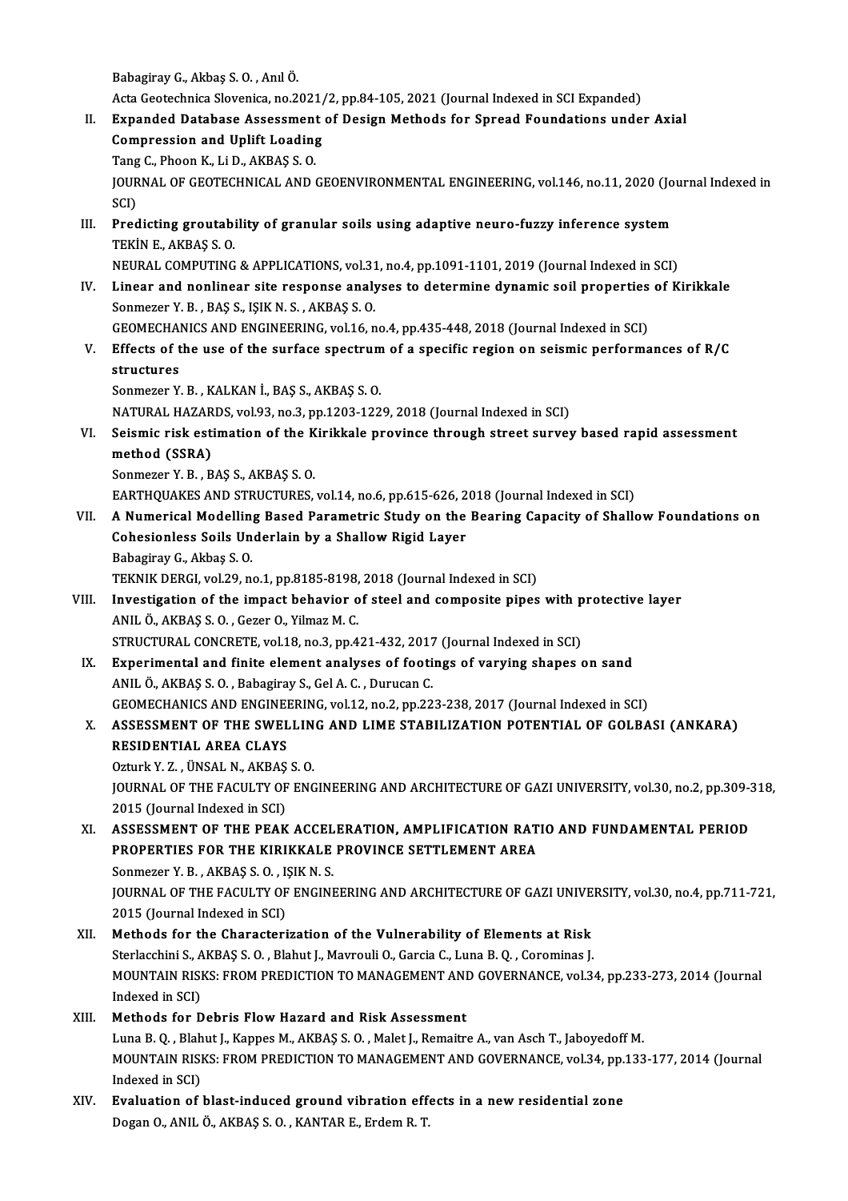Babagiray G., Akbaş S. O. , Anıl Ö.
Acta Geotechnica Slovenica, no.2021/2, pp.84-105, 2021 (Journal Indexed in SCI Expanded)

II. **Expanded Database Assessment of Design Methods for Spread Foundations under Axial Compression and Uplift Loading**
Tang C., Phoon K., Li D., AKBAŞ S. O.
JOURNAL OF GEOTECHNICAL AND GEOENVIRONMENTAL ENGINEERING, vol.146, no.11, 2020 (Journal Indexed in SCI)

III. **Predicting groutability of granular soils using adaptive neuro-fuzzy inference system**
TEKİN E., AKBAŞ S. O.
NEURAL COMPUTING & APPLICATIONS, vol.31, no.4, pp.1091-1101, 2019 (Journal Indexed in SCI)

IV. **Linear and nonlinear site response analyses to determine dynamic soil properties of Kirikkale**
Sonmezer Y. B. , BAŞ S., IŞIK N. S. , AKBAŞ S. O.
GEOMECHANICS AND ENGINEERING, vol.16, no.4, pp.435-448, 2018 (Journal Indexed in SCI)

V. **Effects of the use of the surface spectrum of a specific region on seismic performances of R/C structures**
Sonmezer Y. B. , KALKAN İ., BAŞ S., AKBAŞ S. O.
NATURAL HAZARDS, vol.93, no.3, pp.1203-1229, 2018 (Journal Indexed in SCI)

VI. **Seismic risk estimation of the Kirikkale province through street survey based rapid assessment method (SSRA)**
Sonmezer Y. B. , BAŞ S., AKBAŞ S. O.
EARTHQUAKES AND STRUCTURES, vol.14, no.6, pp.615-626, 2018 (Journal Indexed in SCI)

VII. **A Numerical Modelling Based Parametric Study on the Bearing Capacity of Shallow Foundations on Cohesionless Soils Underlain by a Shallow Rigid Layer**
Babagiray G., Akbaş S. O.
TEKNIK DERGI, vol.29, no.1, pp.8185-8198, 2018 (Journal Indexed in SCI)

VIII. **Investigation of the impact behavior of steel and composite pipes with protective layer**
ANIL Ö., AKBAŞ S. O. , Gezer O., Yilmaz M. C.
STRUCTURAL CONCRETE, vol.18, no.3, pp.421-432, 2017 (Journal Indexed in SCI)

IX. **Experimental and finite element analyses of footings of varying shapes on sand**
ANIL Ö., AKBAŞ S. O. , Babagiray S., Gel A. C. , Durucan C.
GEOMECHANICS AND ENGINEERING, vol.12, no.2, pp.223-238, 2017 (Journal Indexed in SCI)

X. **ASSESSMENT OF THE SWELLING AND LIME STABILIZATION POTENTIAL OF GOLBASI (ANKARA) RESIDENTIAL AREA CLAYS**
Ozturk Y. Z. , ÜNSAL N., AKBAŞ S. O.
JOURNAL OF THE FACULTY OF ENGINEERING AND ARCHITECTURE OF GAZI UNIVERSITY, vol.30, no.2, pp.309-318, 2015 (Journal Indexed in SCI)

XI. **ASSESSMENT OF THE PEAK ACCELERATION, AMPLIFICATION RATIO AND FUNDAMENTAL PERIOD PROPERTIES FOR THE KIRIKKALE PROVINCE SETTLEMENT AREA**
Sonmezer Y. B. , AKBAŞ S. O. , IŞIK N. S.
JOURNAL OF THE FACULTY OF ENGINEERING AND ARCHITECTURE OF GAZI UNIVERSITY, vol.30, no.4, pp.711-721, 2015 (Journal Indexed in SCI)

XII. **Methods for the Characterization of the Vulnerability of Elements at Risk**
Sterlacchini S., AKBAŞ S. O. , Blahut J., Mavrouli O., Garcia C., Luna B. Q. , Corominas J.
MOUNTAIN RISKS: FROM PREDICTION TO MANAGEMENT AND GOVERNANCE, vol.34, pp.233-273, 2014 (Journal Indexed in SCI)

XIII. **Methods for Debris Flow Hazard and Risk Assessment**
Luna B. Q. , Blahut J., Kappes M., AKBAŞ S. O. , Malet J., Remaitre A., van Asch T., Jaboyedoff M.
MOUNTAIN RISKS: FROM PREDICTION TO MANAGEMENT AND GOVERNANCE, vol.34, pp.133-177, 2014 (Journal Indexed in SCI)

XIV. **Evaluation of blast-induced ground vibration effects in a new residential zone**
Dogan O., ANIL Ö., AKBAŞ S. O. , KANTAR E., Erdem R. T.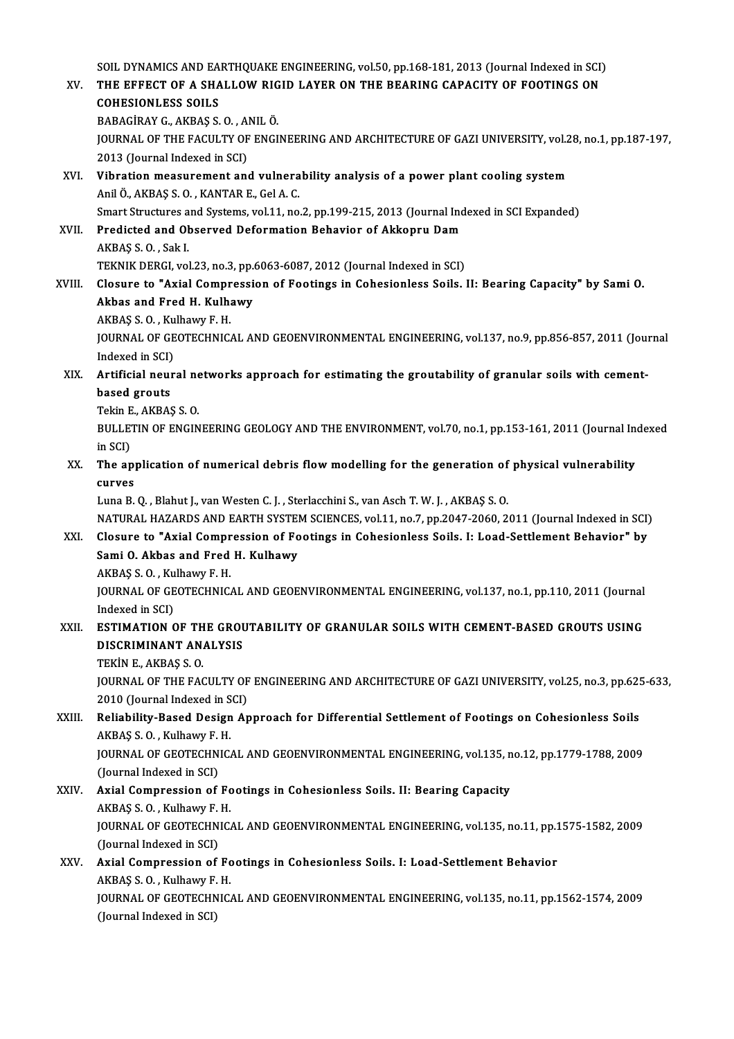SOIL DYNAMICS AND EARTHQUAKE ENGINEERING, vol.50, pp.168-181, 2013 (Journal Indexed in SCI)

XV. **THE EFFECT OF A SHALLOW RIGID LAYER ON THE BEARING CAPACITY OF FOOTINGS ON COHESIONLESS SOILS**
BABAGİRAY G., AKBAŞ S. O. , ANIL Ö.
JOURNAL OF THE FACULTY OF ENGINEERING AND ARCHITECTURE OF GAZI UNIVERSITY, vol.28, no.1, pp.187-197, 2013 (Journal Indexed in SCI)

XVI. **Vibration measurement and vulnerability analysis of a power plant cooling system**
Anil Ö., AKBAŞ S. O. , KANTAR E., Gel A. C.
Smart Structures and Systems, vol.11, no.2, pp.199-215, 2013 (Journal Indexed in SCI Expanded)

XVII. **Predicted and Observed Deformation Behavior of Akkopru Dam**
AKBAŞ S. O. , Sak I.
TEKNIK DERGI, vol.23, no.3, pp.6063-6087, 2012 (Journal Indexed in SCI)

XVIII. **Closure to "Axial Compression of Footings in Cohesionless Soils. II: Bearing Capacity" by Sami O. Akbas and Fred H. Kulhawy**
AKBAŞ S. O. , Kulhawy F. H.
JOURNAL OF GEOTECHNICAL AND GEOENVIRONMENTAL ENGINEERING, vol.137, no.9, pp.856-857, 2011 (Journal Indexed in SCI)

XIX. **Artificial neural networks approach for estimating the groutability of granular soils with cement-based grouts**
Tekin E., AKBAŞ S. O.
BULLETIN OF ENGINEERING GEOLOGY AND THE ENVIRONMENT, vol.70, no.1, pp.153-161, 2011 (Journal Indexed in SCI)

XX. **The application of numerical debris flow modelling for the generation of physical vulnerability curves**
Luna B. Q. , Blahut J., van Westen C. J. , Sterlacchini S., van Asch T. W. J. , AKBAŞ S. O.
NATURAL HAZARDS AND EARTH SYSTEM SCIENCES, vol.11, no.7, pp.2047-2060, 2011 (Journal Indexed in SCI)

XXI. **Closure to "Axial Compression of Footings in Cohesionless Soils. I: Load-Settlement Behavior" by Sami O. Akbas and Fred H. Kulhawy**
AKBAŞ S. O. , Kulhawy F. H.
JOURNAL OF GEOTECHNICAL AND GEOENVIRONMENTAL ENGINEERING, vol.137, no.1, pp.110, 2011 (Journal Indexed in SCI)

XXII. **ESTIMATION OF THE GROUTABILITY OF GRANULAR SOILS WITH CEMENT-BASED GROUTS USING DISCRIMINANT ANALYSIS**
TEKİN E., AKBAŞ S. O.
JOURNAL OF THE FACULTY OF ENGINEERING AND ARCHITECTURE OF GAZI UNIVERSITY, vol.25, no.3, pp.625-633, 2010 (Journal Indexed in SCI)

XXIII. **Reliability-Based Design Approach for Differential Settlement of Footings on Cohesionless Soils**
AKBAŞ S. O. , Kulhawy F. H.
JOURNAL OF GEOTECHNICAL AND GEOENVIRONMENTAL ENGINEERING, vol.135, no.12, pp.1779-1788, 2009 (Journal Indexed in SCI)

XXIV. **Axial Compression of Footings in Cohesionless Soils. II: Bearing Capacity**
AKBAŞ S. O. , Kulhawy F. H.
JOURNAL OF GEOTECHNICAL AND GEOENVIRONMENTAL ENGINEERING, vol.135, no.11, pp.1575-1582, 2009 (Journal Indexed in SCI)

XXV. **Axial Compression of Footings in Cohesionless Soils. I: Load-Settlement Behavior**
AKBAŞ S. O. , Kulhawy F. H.
JOURNAL OF GEOTECHNICAL AND GEOENVIRONMENTAL ENGINEERING, vol.135, no.11, pp.1562-1574, 2009 (Journal Indexed in SCI)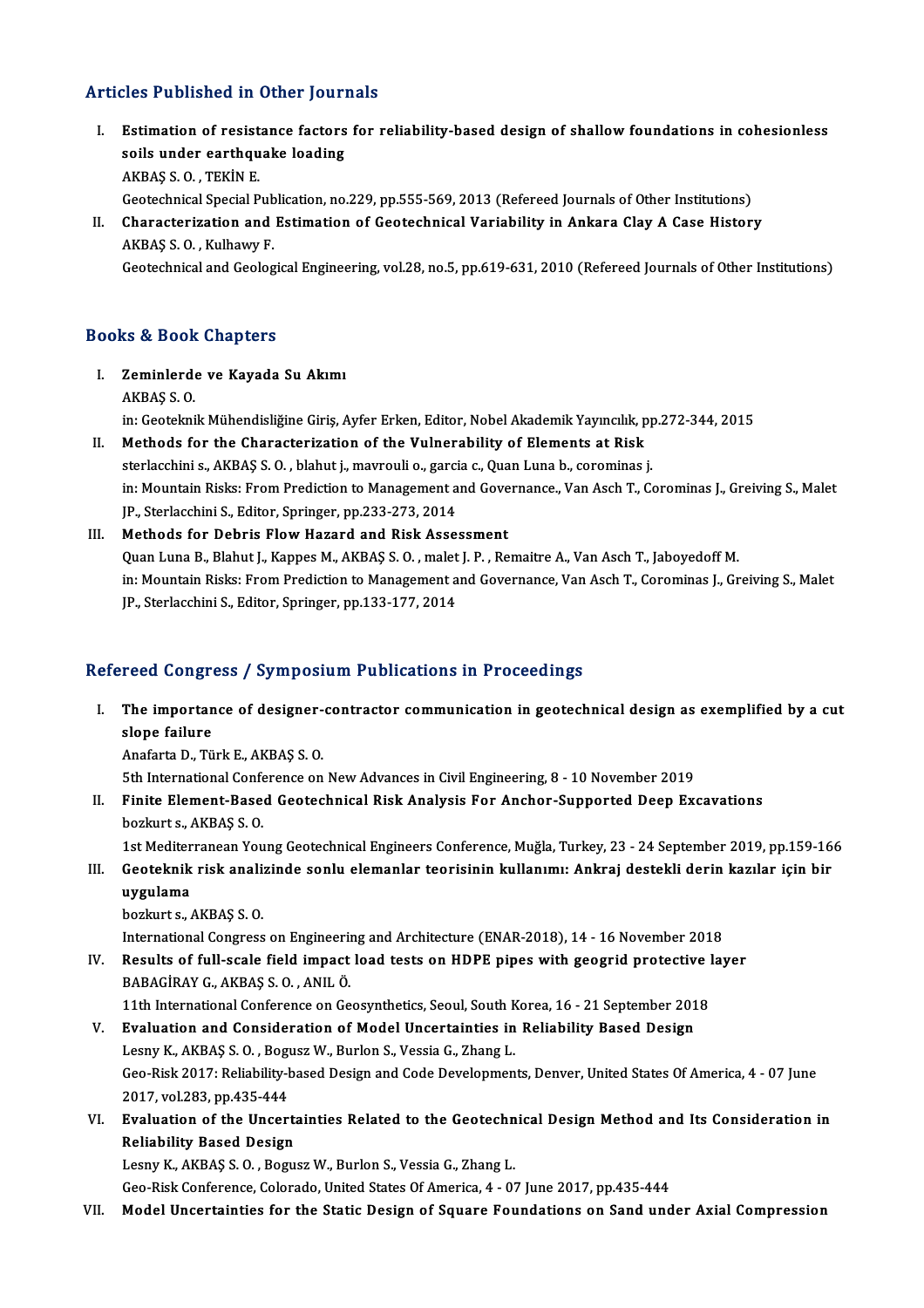## Articles Published in Other Journals

I. **Estimation of resistance factors for reliability-based design of shallow foundations in cohesionless soils under earthquake loading**
   AKBAŞ S. O. , TEKİN E.
   Geotechnical Special Publication, no.229, pp.555-569, 2013 (Refereed Journals of Other Institutions)

II. **Characterization and Estimation of Geotechnical Variability in Ankara Clay A Case History**
   AKBAŞ S. O. , Kulhawy F.
   Geotechnical and Geological Engineering, vol.28, no.5, pp.619-631, 2010 (Refereed Journals of Other Institutions)

## Books & Book Chapters

I. **Zeminlerde ve Kayada Su Akımı**
   AKBAŞ S. O.
   in: Geoteknik Mühendisliğine Giriş, Ayfer Erken, Editor, Nobel Akademik Yayıncılık, pp.272-344, 2015

II. **Methods for the Characterization of the Vulnerability of Elements at Risk**
   sterlacchini s., AKBAŞ S. O. , blahut j., mavrouli o., garcia c., Quan Luna b., corominas j.
   in: Mountain Risks: From Prediction to Management and Governance., Van Asch T., Corominas J., Greiving S., Malet JP., Sterlacchini S., Editor, Springer, pp.233-273, 2014

III. **Methods for Debris Flow Hazard and Risk Assessment**
   Quan Luna B., Blahut J., Kappes M., AKBAŞ S. O. , malet J. P. , Remaitre A., Van Asch T., Jaboyedoff M.
   in: Mountain Risks: From Prediction to Management and Governance, Van Asch T., Corominas J., Greiving S., Malet JP., Sterlacchini S., Editor, Springer, pp.133-177, 2014

## Refereed Congress / Symposium Publications in Proceedings

I. **The importance of designer-contractor communication in geotechnical design as exemplified by a cut slope failure**
   Anafarta D., Türk E., AKBAŞ S. O.
   5th International Conference on New Advances in Civil Engineering, 8 - 10 November 2019

II. **Finite Element-Based Geotechnical Risk Analysis For Anchor-Supported Deep Excavations**
   bozkurt s., AKBAŞ S. O.
   1st Mediterranean Young Geotechnical Engineers Conference, Muğla, Turkey, 23 - 24 September 2019, pp.159-166

III. **Geoteknik risk analizinde sonlu elemanlar teorisinin kullanımı: Ankraj destekli derin kazılar için bir uygulama**
   bozkurt s., AKBAŞ S. O.
   International Congress on Engineering and Architecture (ENAR-2018), 14 - 16 November 2018

IV. **Results of full-scale field impact load tests on HDPE pipes with geogrid protective layer**
   BABAGİRAY G., AKBAŞ S. O. , ANIL Ö.
   11th International Conference on Geosynthetics, Seoul, South Korea, 16 - 21 September 2018

V. **Evaluation and Consideration of Model Uncertainties in Reliability Based Design**
   Lesny K., AKBAŞ S. O. , Bogusz W., Burlon S., Vessia G., Zhang L.
   Geo-Risk 2017: Reliability-based Design and Code Developments, Denver, United States Of America, 4 - 07 June 2017, vol.283, pp.435-444

VI. **Evaluation of the Uncertainties Related to the Geotechnical Design Method and Its Consideration in Reliability Based Design**
   Lesny K., AKBAŞ S. O. , Bogusz W., Burlon S., Vessia G., Zhang L.
   Geo-Risk Conference, Colorado, United States Of America, 4 - 07 June 2017, pp.435-444

VII. **Model Uncertainties for the Static Design of Square Foundations on Sand under Axial Compression**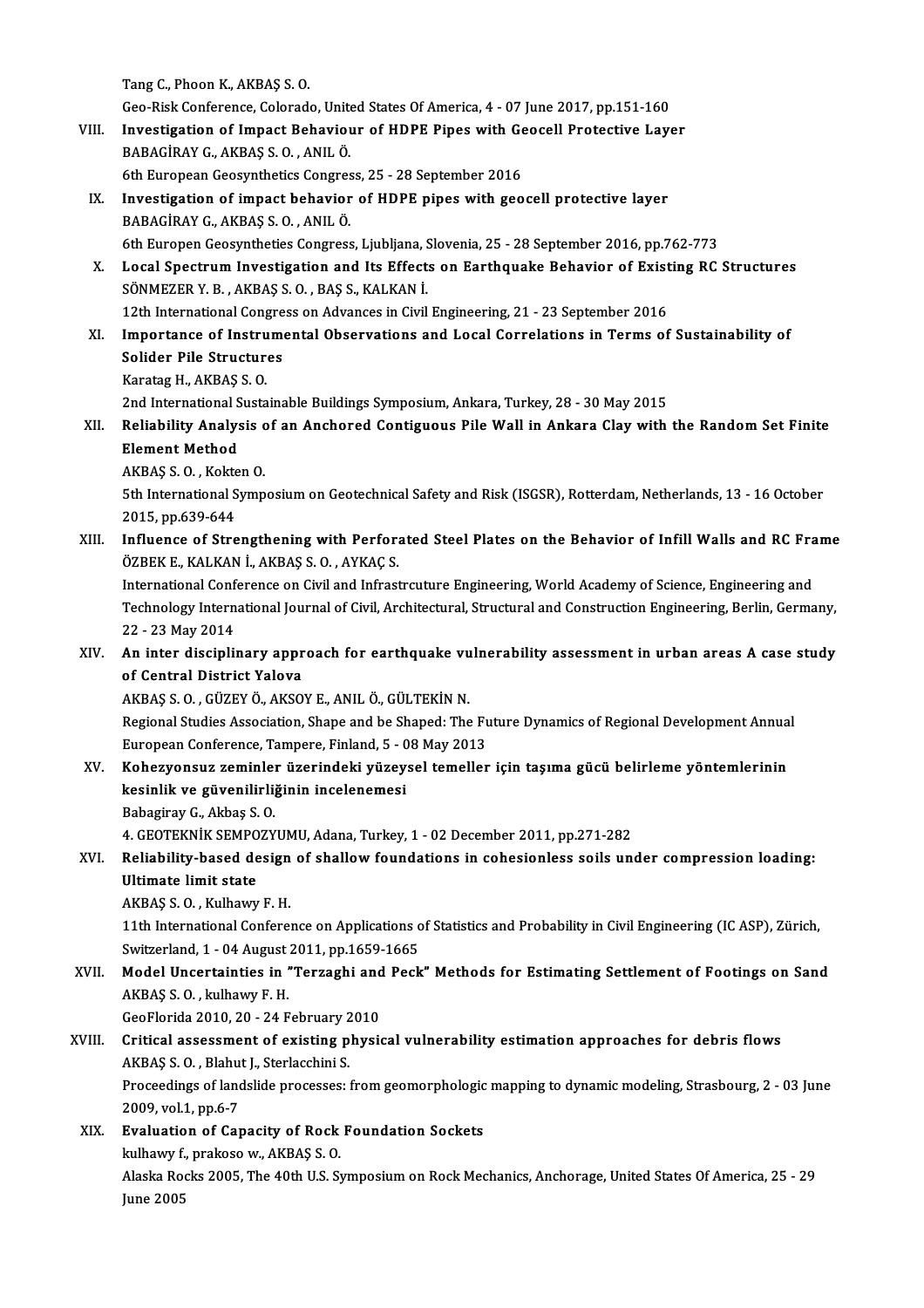Tang C., Phoon K., AKBAŞ S. O.
Geo-Risk Conference, Colorado, United States Of America, 4 - 07 June 2017, pp.151-160

VIII. **Investigation of Impact Behaviour of HDPE Pipes with Geocell Protective Layer**
BABAGİRAY G., AKBAŞ S. O. , ANIL Ö.
6th European Geosynthetics Congress, 25 - 28 September 2016

IX. **Investigation of impact behavior of HDPE pipes with geocell protective layer**
BABAGİRAY G., AKBAŞ S. O. , ANIL Ö.
6th Europen Geosyntheties Congress, Ljubljana, Slovenia, 25 - 28 September 2016, pp.762-773

X. **Local Spectrum Investigation and Its Effects on Earthquake Behavior of Existing RC Structures**
SÖNMEZER Y. B. , AKBAŞ S. O. , BAŞ S., KALKAN İ.
12th International Congress on Advances in Civil Engineering, 21 - 23 September 2016

XI. **Importance of Instrumental Observations and Local Correlations in Terms of Sustainability of Solider Pile Structures**
Karatag H., AKBAŞ S. O.
2nd International Sustainable Buildings Symposium, Ankara, Turkey, 28 - 30 May 2015

XII. **Reliability Analysis of an Anchored Contiguous Pile Wall in Ankara Clay with the Random Set Finite Element Method**
AKBAŞ S. O. , Kokten O.
5th International Symposium on Geotechnical Safety and Risk (ISGSR), Rotterdam, Netherlands, 13 - 16 October 2015, pp.639-644

XIII. **Influence of Strengthening with Perforated Steel Plates on the Behavior of Infill Walls and RC Frame**
ÖZBEK E., KALKAN İ., AKBAŞ S. O. , AYKAÇ S.
International Conference on Civil and Infrastrcuture Engineering, World Academy of Science, Engineering and Technology International Journal of Civil, Architectural, Structural and Construction Engineering, Berlin, Germany, 22 - 23 May 2014

XIV. **An inter disciplinary approach for earthquake vulnerability assessment in urban areas A case study of Central District Yalova**
AKBAŞ S. O. , GÜZEY Ö., AKSOY E., ANIL Ö., GÜLTEKİN N.
Regional Studies Association, Shape and be Shaped: The Future Dynamics of Regional Development Annual European Conference, Tampere, Finland, 5 - 08 May 2013

XV. **Kohezyonsuz zeminler üzerindeki yüzeysel temeller için taşıma gücü belirleme yöntemlerinin kesinlik ve güvenilirliğinin incelenemesi**
Babagiray G., Akbaş S. O.
4. GEOTEKNİK SEMPOZYUMU, Adana, Turkey, 1 - 02 December 2011, pp.271-282

XVI. **Reliability-based design of shallow foundations in cohesionless soils under compression loading: Ultimate limit state**
AKBAŞ S. O. , Kulhawy F. H.
11th International Conference on Applications of Statistics and Probability in Civil Engineering (IC ASP), Zürich, Switzerland, 1 - 04 August 2011, pp.1659-1665

XVII. **Model Uncertainties in "Terzaghi and Peck" Methods for Estimating Settlement of Footings on Sand**
AKBAŞ S. O. , kulhawy F. H.
GeoFlorida 2010, 20 - 24 February 2010

XVIII. **Critical assessment of existing physical vulnerability estimation approaches for debris flows**
AKBAŞ S. O. , Blahut J., Sterlacchini S.
Proceedings of landslide processes: from geomorphologic mapping to dynamic modeling, Strasbourg, 2 - 03 June 2009, vol.1, pp.6-7

XIX. **Evaluation of Capacity of Rock Foundation Sockets**
kulhawy f., prakoso w., AKBAŞ S. O.
Alaska Rocks 2005, The 40th U.S. Symposium on Rock Mechanics, Anchorage, United States Of America, 25 - 29 June 2005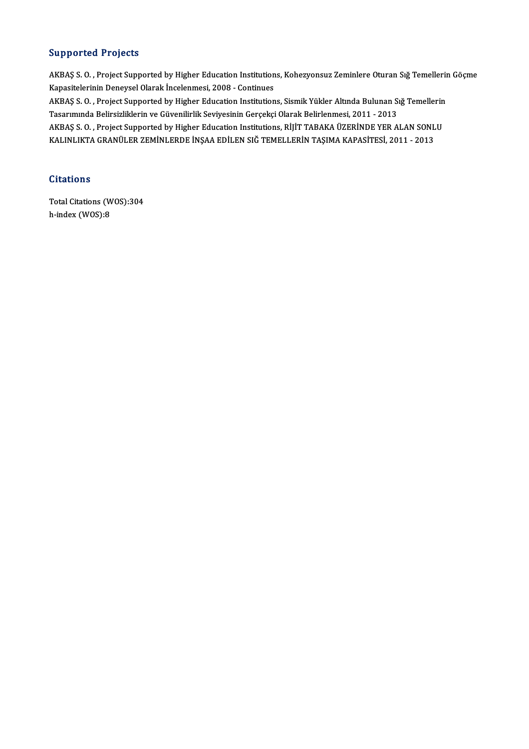## Supported Projects

AKBAŞ S. O. , Project Supported by Higher Education Institutions, Kohezyonsuz Zeminlere Oturan Sığ Temellerin Göçme Kapasitelerinin Deneysel Olarak İncelenmesi, 2008 - Continues

AKBAŞ S. O. , Project Supported by Higher Education Institutions, Sismik Yükler Altında Bulunan Sığ Temellerin Tasarımında Belirsizliklerin ve Güvenilirlik Seviyesinin Gerçekçi Olarak Belirlenmesi, 2011 - 2013

AKBAŞ S. O. , Project Supported by Higher Education Institutions, RİJİT TABAKA ÜZERİNDE YER ALAN SONLU KALINLIKTA GRANÜLER ZEMİNLERDE İNŞAA EDİLEN SIĞ TEMELLERİN TAŞIMA KAPASİTESİ, 2011 - 2013

## Citations

Total Citations (WOS):304

h-index (WOS):8